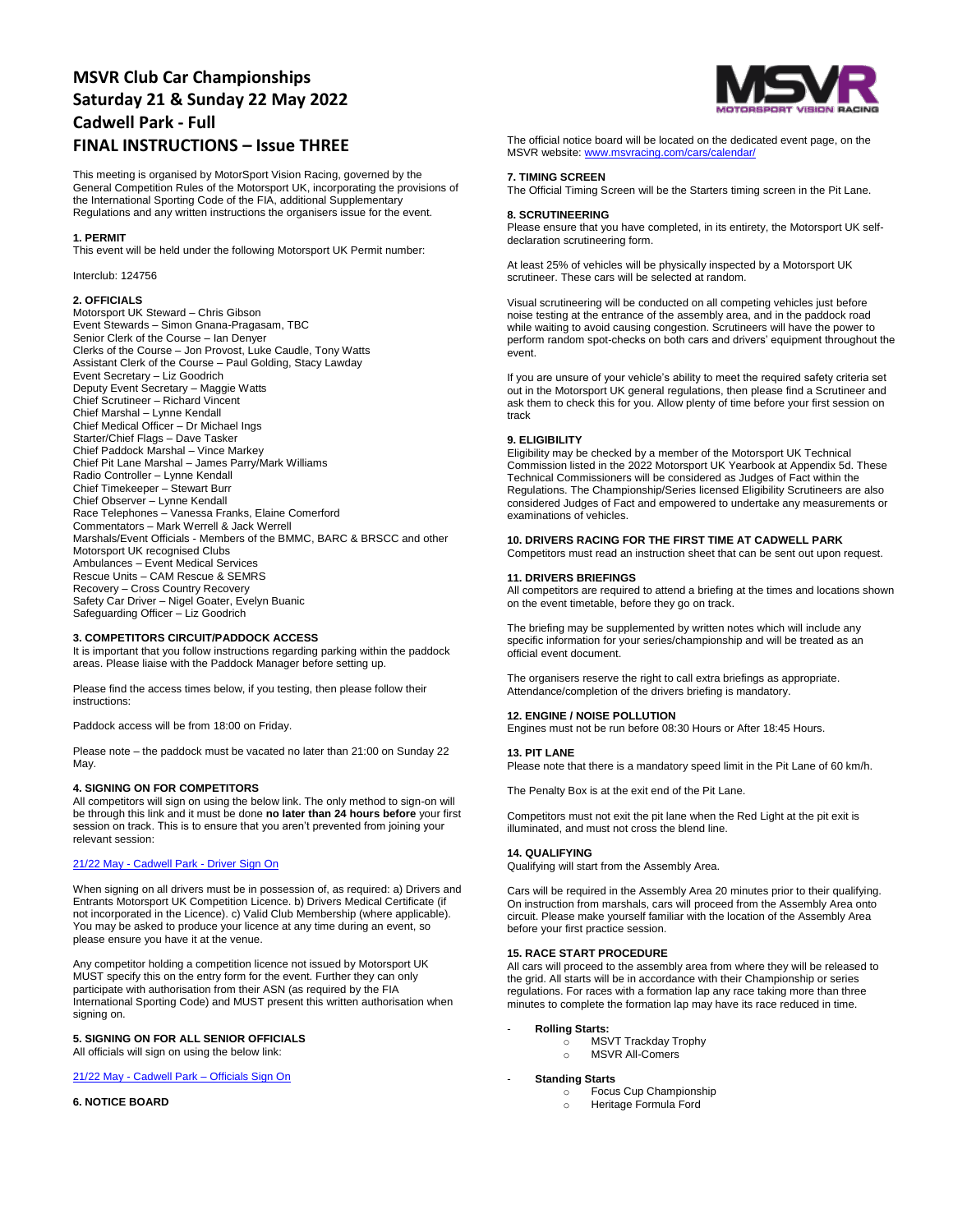# MSVR Club Car Championships
# Saturday 21 & Sunday 22 May 2022
# Cadwell Park - Full
# FINAL INSTRUCTIONS – Issue THREE

This meeting is organised by MotorSport Vision Racing, governed by the General Competition Rules of the Motorsport UK, incorporating the provisions of the International Sporting Code of the FIA, additional Supplementary Regulations and any written instructions the organisers issue for the event.

### 1. PERMIT

This event will be held under the following Motorsport UK Permit number:

Interclub: 124756

### 2. OFFICIALS

Motorsport UK Steward – Chris Gibson
Event Stewards – Simon Gnana-Pragasam, TBC
Senior Clerk of the Course – Ian Denyer
Clerks of the Course – Jon Provost, Luke Caudle, Tony Watts
Assistant Clerk of the Course – Paul Golding, Stacy Lawday
Event Secretary – Liz Goodrich
Deputy Event Secretary – Maggie Watts
Chief Scrutineer – Richard Vincent
Chief Marshal – Lynne Kendall
Chief Medical Officer – Dr Michael Ings
Starter/Chief Flags – Dave Tasker
Chief Paddock Marshal – Vince Markey
Chief Pit Lane Marshal – James Parry/Mark Williams
Radio Controller – Lynne Kendall
Chief Timekeeper – Stewart Burr
Chief Observer – Lynne Kendall
Race Telephones – Vanessa Franks, Elaine Comerford
Commentators – Mark Werrell & Jack Werrell
Marshals/Event Officials - Members of the BMMC, BARC & BRSCC and other Motorsport UK recognised Clubs
Ambulances – Event Medical Services
Rescue Units – CAM Rescue & SEMRS
Recovery – Cross Country Recovery
Safety Car Driver – Nigel Goater, Evelyn Buanic
Safeguarding Officer – Liz Goodrich

### 3. COMPETITORS CIRCUIT/PADDOCK ACCESS

It is important that you follow instructions regarding parking within the paddock areas. Please liaise with the Paddock Manager before setting up.

Please find the access times below, if you testing, then please follow their instructions:

Paddock access will be from 18:00 on Friday.

Please note – the paddock must be vacated no later than 21:00 on Sunday 22 May.

### 4. SIGNING ON FOR COMPETITORS

All competitors will sign on using the below link. The only method to sign-on will be through this link and it must be done **no later than 24 hours before** your first session on track. This is to ensure that you aren't prevented from joining your relevant session:

[21/22 May - Cadwell Park - Driver Sign On]()

When signing on all drivers must be in possession of, as required: a) Drivers and Entrants Motorsport UK Competition Licence. b) Drivers Medical Certificate (if not incorporated in the Licence). c) Valid Club Membership (where applicable). You may be asked to produce your licence at any time during an event, so please ensure you have it at the venue.

Any competitor holding a competition licence not issued by Motorsport UK MUST specify this on the entry form for the event. Further they can only participate with authorisation from their ASN (as required by the FIA International Sporting Code) and MUST present this written authorisation when signing on.

### 5. SIGNING ON FOR ALL SENIOR OFFICIALS

All officials will sign on using the below link:

[21/22 May - Cadwell Park – Officials Sign On]()

### 6. NOTICE BOARD

The official notice board will be located on the dedicated event page, on the MSVR website: [www.msvracing.com/cars/calendar/](www.msvracing.com/cars/calendar/)

### 7. TIMING SCREEN

The Official Timing Screen will be the Starters timing screen in the Pit Lane.

### 8. SCRUTINEERING

Please ensure that you have completed, in its entirety, the Motorsport UK self-declaration scrutineering form.

At least 25% of vehicles will be physically inspected by a Motorsport UK scrutineer. These cars will be selected at random.

Visual scrutineering will be conducted on all competing vehicles just before noise testing at the entrance of the assembly area, and in the paddock road while waiting to avoid causing congestion. Scrutineers will have the power to perform random spot-checks on both cars and drivers' equipment throughout the event.

If you are unsure of your vehicle's ability to meet the required safety criteria set out in the Motorsport UK general regulations, then please find a Scrutineer and ask them to check this for you. Allow plenty of time before your first session on track

### 9. ELIGIBILITY

Eligibility may be checked by a member of the Motorsport UK Technical Commission listed in the 2022 Motorsport UK Yearbook at Appendix 5d. These Technical Commissioners will be considered as Judges of Fact within the Regulations. The Championship/Series licensed Eligibility Scrutineers are also considered Judges of Fact and empowered to undertake any measurements or examinations of vehicles.

### 10. DRIVERS RACING FOR THE FIRST TIME AT CADWELL PARK

Competitors must read an instruction sheet that can be sent out upon request.

### 11. DRIVERS BRIEFINGS

All competitors are required to attend a briefing at the times and locations shown on the event timetable, before they go on track.

The briefing may be supplemented by written notes which will include any specific information for your series/championship and will be treated as an official event document.

The organisers reserve the right to call extra briefings as appropriate. Attendance/completion of the drivers briefing is mandatory.

### 12. ENGINE / NOISE POLLUTION

Engines must not be run before 08:30 Hours or After 18:45 Hours.

### 13. PIT LANE

Please note that there is a mandatory speed limit in the Pit Lane of 60 km/h.

The Penalty Box is at the exit end of the Pit Lane.

Competitors must not exit the pit lane when the Red Light at the pit exit is illuminated, and must not cross the blend line.

### 14. QUALIFYING

Qualifying will start from the Assembly Area.

Cars will be required in the Assembly Area 20 minutes prior to their qualifying. On instruction from marshals, cars will proceed from the Assembly Area onto circuit. Please make yourself familiar with the location of the Assembly Area before your first practice session.

### 15. RACE START PROCEDURE

All cars will proceed to the assembly area from where they will be released to the grid. All starts will be in accordance with their Championship or series regulations. For races with a formation lap any race taking more than three minutes to complete the formation lap may have its race reduced in time.

- **Rolling Starts:**
  - MSVT Trackday Trophy
  - MSVR All-Comers
- **Standing Starts**
  - Focus Cup Championship
  - Heritage Formula Ford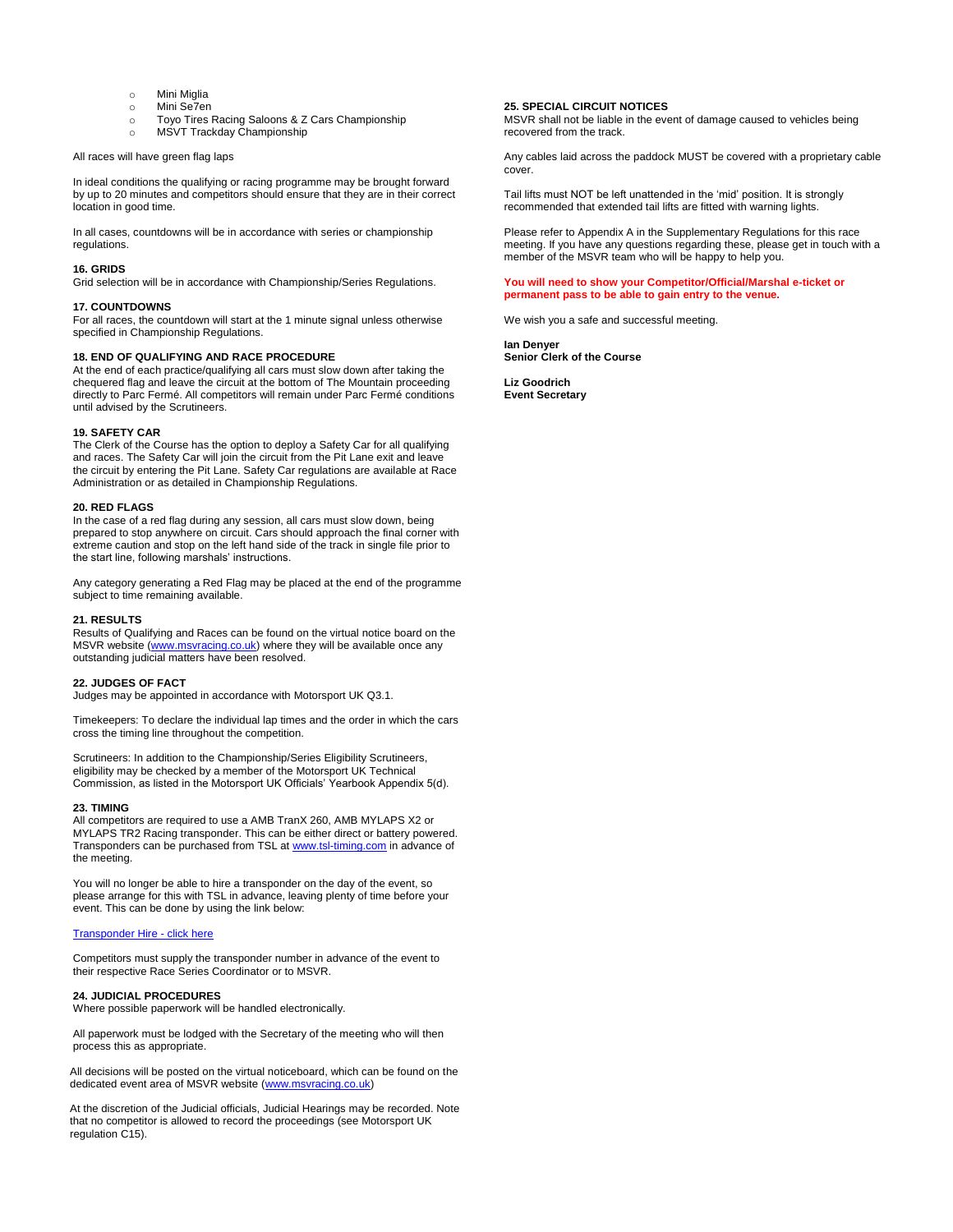- Mini Miglia
- Mini Se7en
- Toyo Tires Racing Saloons & Z Cars Championship
- MSVT Trackday Championship

All races will have green flag laps

In ideal conditions the qualifying or racing programme may be brought forward by up to 20 minutes and competitors should ensure that they are in their correct location in good time.

In all cases, countdowns will be in accordance with series or championship regulations.

**16. GRIDS**
Grid selection will be in accordance with Championship/Series Regulations.

**17. COUNTDOWNS**
For all races, the countdown will start at the 1 minute signal unless otherwise specified in Championship Regulations.

**18. END OF QUALIFYING AND RACE PROCEDURE**
At the end of each practice/qualifying all cars must slow down after taking the chequered flag and leave the circuit at the bottom of The Mountain proceeding directly to Parc Fermé. All competitors will remain under Parc Fermé conditions until advised by the Scrutineers.

**19. SAFETY CAR**
The Clerk of the Course has the option to deploy a Safety Car for all qualifying and races. The Safety Car will join the circuit from the Pit Lane exit and leave the circuit by entering the Pit Lane. Safety Car regulations are available at Race Administration or as detailed in Championship Regulations.

**20. RED FLAGS**
In the case of a red flag during any session, all cars must slow down, being prepared to stop anywhere on circuit. Cars should approach the final corner with extreme caution and stop on the left hand side of the track in single file prior to the start line, following marshals' instructions.

Any category generating a Red Flag may be placed at the end of the programme subject to time remaining available.

**21. RESULTS**
Results of Qualifying and Races can be found on the virtual notice board on the MSVR website (www.msvracing.co.uk) where they will be available once any outstanding judicial matters have been resolved.

**22. JUDGES OF FACT**
Judges may be appointed in accordance with Motorsport UK Q3.1.

Timekeepers: To declare the individual lap times and the order in which the cars cross the timing line throughout the competition.

Scrutineers: In addition to the Championship/Series Eligibility Scrutineers, eligibility may be checked by a member of the Motorsport UK Technical Commission, as listed in the Motorsport UK Officials' Yearbook Appendix 5(d).

**23. TIMING**
All competitors are required to use a AMB TranX 260, AMB MYLAPS X2 or MYLAPS TR2 Racing transponder. This can be either direct or battery powered. Transponders can be purchased from TSL at www.tsl-timing.com in advance of the meeting.

You will no longer be able to hire a transponder on the day of the event, so please arrange for this with TSL in advance, leaving plenty of time before your event. This can be done by using the link below:

Transponder Hire - click here

Competitors must supply the transponder number in advance of the event to their respective Race Series Coordinator or to MSVR.

**24. JUDICIAL PROCEDURES**
Where possible paperwork will be handled electronically.

All paperwork must be lodged with the Secretary of the meeting who will then process this as appropriate.

All decisions will be posted on the virtual noticeboard, which can be found on the dedicated event area of MSVR website (www.msvracing.co.uk)

At the discretion of the Judicial officials, Judicial Hearings may be recorded. Note that no competitor is allowed to record the proceedings (see Motorsport UK regulation C15).

**25. SPECIAL CIRCUIT NOTICES**
MSVR shall not be liable in the event of damage caused to vehicles being recovered from the track.

Any cables laid across the paddock MUST be covered with a proprietary cable cover.

Tail lifts must NOT be left unattended in the 'mid' position. It is strongly recommended that extended tail lifts are fitted with warning lights.

Please refer to Appendix A in the Supplementary Regulations for this race meeting. If you have any questions regarding these, please get in touch with a member of the MSVR team who will be happy to help you.

**You will need to show your Competitor/Official/Marshal e-ticket or permanent pass to be able to gain entry to the venue.**

We wish you a safe and successful meeting.

**Ian Denyer**
**Senior Clerk of the Course**

**Liz Goodrich**
**Event Secretary**